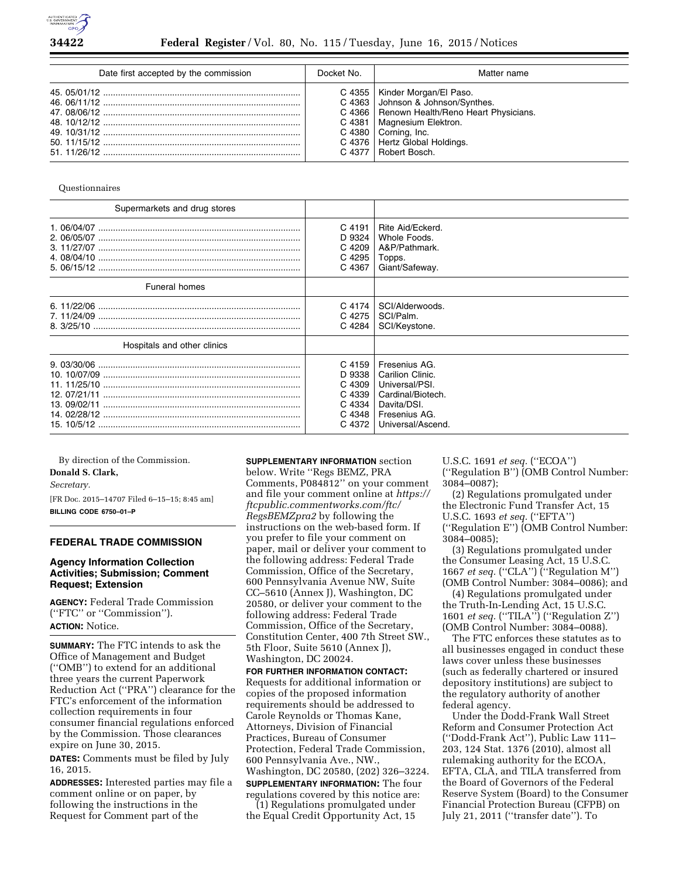| Date first accepted by the commission | Docket No. | Matter name |
|---|---|---|
| 45. 05/01/12 | C 4355 | Kinder Morgan/El Paso. |
| 46. 06/11/12 | C 4363 | Johnson & Johnson/Synthes. |
| 47. 08/06/12 | C 4366 | Renown Health/Reno Heart Physicians. |
| 48. 10/12/12 | C 4381 | Magnesium Elektron. |
| 49. 10/31/12 | C 4380 | Corning, Inc. |
| 50. 11/15/12 | C 4376 | Hertz Global Holdings. |
| 51. 11/26/12 | C 4377 | Robert Bosch. |

Questionnaires

| Supermarkets and drug stores | | |
|---|---|---|
| 1. 06/04/07 | C 4191 | Rite Aid/Eckerd. |
| 2. 06/05/07 | D 9324 | Whole Foods. |
| 3. 11/27/07 | C 4209 | A&P/Pathmark. |
| 4. 08/04/10 | C 4295 | Topps. |
| 5. 06/15/12 | C 4367 | Giant/Safeway. |
| **Funeral homes** | | |
| 6. 11/22/06 | C 4174 | SCI/Alderwoods. |
| 7. 11/24/09 | C 4275 | SCI/Palm. |
| 8. 3/25/10 | C 4284 | SCI/Keystone. |
| **Hospitals and other clinics** | | |
| 9. 03/30/06 | C 4159 | Fresenius AG. |
| 10. 10/07/09 | D 9338 | Carilion Clinic. |
| 11. 11/25/10 | C 4309 | Universal/PSI. |
| 12. 07/21/11 | C 4339 | Cardinal/Biotech. |
| 13. 09/02/11 | C 4334 | Davita/DSI. |
| 14. 02/28/12 | C 4348 | Fresenius AG. |
| 15. 10/5/12 | C 4372 | Universal/Ascend. |

By direction of the Commission.

**Donald S. Clark,**

*Secretary.*

[FR Doc. 2015–14707 Filed 6–15–15; 8:45 am]

**BILLING CODE 6750–01–P**

## FEDERAL TRADE COMMISSION

### Agency Information Collection Activities; Submission; Comment Request; Extension

**AGENCY:** Federal Trade Commission ("FTC" or "Commission").

**ACTION:** Notice.

**SUMMARY:** The FTC intends to ask the Office of Management and Budget ("OMB") to extend for an additional three years the current Paperwork Reduction Act ("PRA") clearance for the FTC's enforcement of the information collection requirements in four consumer financial regulations enforced by the Commission. Those clearances expire on June 30, 2015.

**DATES:** Comments must be filed by July 16, 2015.

**ADDRESSES:** Interested parties may file a comment online or on paper, by following the instructions in the Request for Comment part of the **SUPPLEMENTARY INFORMATION** section below. Write "Regs BEMZ, PRA Comments, P084812" on your comment and file your comment online at *https://ftcpublic.commentworks.com/ftc/RegsBEMZpra2* by following the instructions on the web-based form. If you prefer to file your comment on paper, mail or deliver your comment to the following address: Federal Trade Commission, Office of the Secretary, 600 Pennsylvania Avenue NW, Suite CC–5610 (Annex J), Washington, DC 20580, or deliver your comment to the following address: Federal Trade Commission, Office of the Secretary, Constitution Center, 400 7th Street SW., 5th Floor, Suite 5610 (Annex J), Washington, DC 20024.

**FOR FURTHER INFORMATION CONTACT:** Requests for additional information or copies of the proposed information requirements should be addressed to Carole Reynolds or Thomas Kane, Attorneys, Division of Financial Practices, Bureau of Consumer Protection, Federal Trade Commission, 600 Pennsylvania Ave., NW., Washington, DC 20580, (202) 326–3224.

**SUPPLEMENTARY INFORMATION:** The four regulations covered by this notice are:

(1) Regulations promulgated under the Equal Credit Opportunity Act, 15 U.S.C. 1691 *et seq.* ("ECOA") ("Regulation B") (OMB Control Number: 3084–0087);

(2) Regulations promulgated under the Electronic Fund Transfer Act, 15 U.S.C. 1693 *et seq.* ("EFTA") ("Regulation E") (OMB Control Number: 3084–0085);

(3) Regulations promulgated under the Consumer Leasing Act, 15 U.S.C. 1667 *et seq.* ("CLA") ("Regulation M") (OMB Control Number: 3084–0086); and

(4) Regulations promulgated under the Truth-In-Lending Act, 15 U.S.C. 1601 *et seq.* ("TILA") ("Regulation Z") (OMB Control Number: 3084–0088).

The FTC enforces these statutes as to all businesses engaged in conduct these laws cover unless these businesses (such as federally chartered or insured depository institutions) are subject to the regulatory authority of another federal agency.

Under the Dodd-Frank Wall Street Reform and Consumer Protection Act ("Dodd-Frank Act"), Public Law 111–203, 124 Stat. 1376 (2010), almost all rulemaking authority for the ECOA, EFTA, CLA, and TILA transferred from the Board of Governors of the Federal Reserve System (Board) to the Consumer Financial Protection Bureau (CFPB) on July 21, 2011 ("transfer date"). To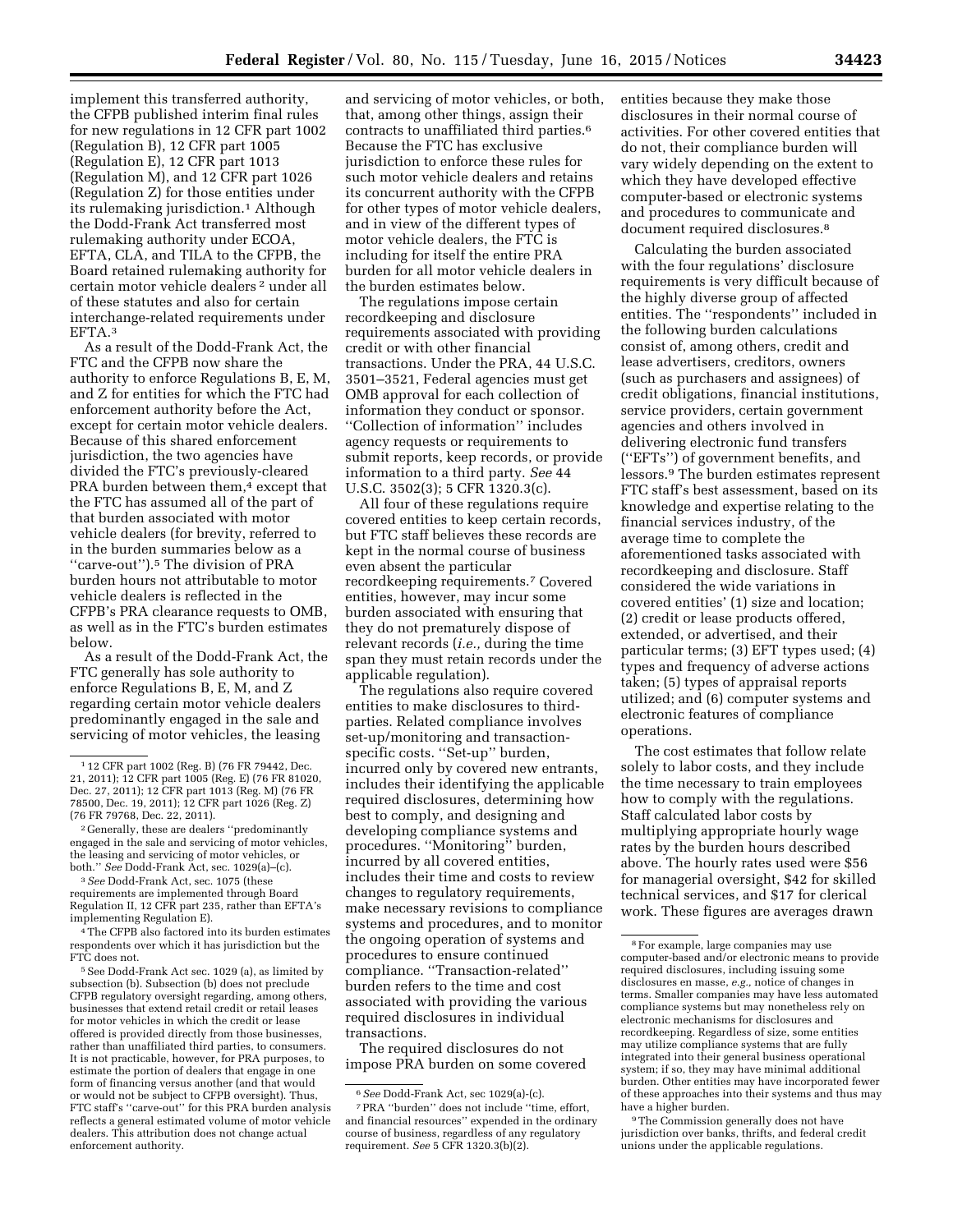implement this transferred authority, the CFPB published interim final rules for new regulations in 12 CFR part 1002 (Regulation B), 12 CFR part 1005 (Regulation E), 12 CFR part 1013 (Regulation M), and 12 CFR part 1026 (Regulation Z) for those entities under its rulemaking jurisdiction.[1] Although the Dodd-Frank Act transferred most rulemaking authority under ECOA, EFTA, CLA, and TILA to the CFPB, the Board retained rulemaking authority for certain motor vehicle dealers [2] under all of these statutes and also for certain interchange-related requirements under EFTA.[3]

As a result of the Dodd-Frank Act, the FTC and the CFPB now share the authority to enforce Regulations B, E, M, and Z for entities for which the FTC had enforcement authority before the Act, except for certain motor vehicle dealers. Because of this shared enforcement jurisdiction, the two agencies have divided the FTC's previously-cleared PRA burden between them,[4] except that the FTC has assumed all of the part of that burden associated with motor vehicle dealers (for brevity, referred to in the burden summaries below as a "carve-out").[5] The division of PRA burden hours not attributable to motor vehicle dealers is reflected in the CFPB's PRA clearance requests to OMB, as well as in the FTC's burden estimates below.

As a result of the Dodd-Frank Act, the FTC generally has sole authority to enforce Regulations B, E, M, and Z regarding certain motor vehicle dealers predominantly engaged in the sale and servicing of motor vehicles, the leasing and servicing of motor vehicles, or both, that, among other things, assign their contracts to unaffiliated third parties.[6] Because the FTC has exclusive jurisdiction to enforce these rules for such motor vehicle dealers and retains its concurrent authority with the CFPB for other types of motor vehicle dealers, and in view of the different types of motor vehicle dealers, the FTC is including for itself the entire PRA burden for all motor vehicle dealers in the burden estimates below.

The regulations impose certain recordkeeping and disclosure requirements associated with providing credit or with other financial transactions. Under the PRA, 44 U.S.C. 3501–3521, Federal agencies must get OMB approval for each collection of information they conduct or sponsor. "Collection of information" includes agency requests or requirements to submit reports, keep records, or provide information to a third party. *See* 44 U.S.C. 3502(3); 5 CFR 1320.3(c).

All four of these regulations require covered entities to keep certain records, but FTC staff believes these records are kept in the normal course of business even absent the particular recordkeeping requirements.[7] Covered entities, however, may incur some burden associated with ensuring that they do not prematurely dispose of relevant records (*i.e.,* during the time span they must retain records under the applicable regulation).

The regulations also require covered entities to make disclosures to third-parties. Related compliance involves set-up/monitoring and transaction-specific costs. "Set-up" burden, incurred only by covered new entrants, includes their identifying the applicable required disclosures, determining how best to comply, and designing and developing compliance systems and procedures. "Monitoring" burden, incurred by all covered entities, includes their time and costs to review changes to regulatory requirements, make necessary revisions to compliance systems and procedures, and to monitor the ongoing operation of systems and procedures to ensure continued compliance. "Transaction-related" burden refers to the time and cost associated with providing the various required disclosures in individual transactions.

The required disclosures do not impose PRA burden on some covered entities because they make those disclosures in their normal course of activities. For other covered entities that do not, their compliance burden will vary widely depending on the extent to which they have developed effective computer-based or electronic systems and procedures to communicate and document required disclosures.[8]

Calculating the burden associated with the four regulations' disclosure requirements is very difficult because of the highly diverse group of affected entities. The "respondents" included in the following burden calculations consist of, among others, credit and lease advertisers, creditors, owners (such as purchasers and assignees) of credit obligations, financial institutions, service providers, certain government agencies and others involved in delivering electronic fund transfers ("EFTs") of government benefits, and lessors.[9] The burden estimates represent FTC staff's best assessment, based on its knowledge and expertise relating to the financial services industry, of the average time to complete the aforementioned tasks associated with recordkeeping and disclosure. Staff considered the wide variations in covered entities' (1) size and location; (2) credit or lease products offered, extended, or advertised, and their particular terms; (3) EFT types used; (4) types and frequency of adverse actions taken; (5) types of appraisal reports utilized; and (6) computer systems and electronic features of compliance operations.

The cost estimates that follow relate solely to labor costs, and they include the time necessary to train employees how to comply with the regulations. Staff calculated labor costs by multiplying appropriate hourly wage rates by the burden hours described above. The hourly rates used were $56 for managerial oversight, $42 for skilled technical services, and $17 for clerical work. These figures are averages drawn

---

[1] 12 CFR part 1002 (Reg. B) (76 FR 79442, Dec. 21, 2011); 12 CFR part 1005 (Reg. E) (76 FR 81020, Dec. 27, 2011); 12 CFR part 1013 (Reg. M) (76 FR 78500, Dec. 19, 2011); 12 CFR part 1026 (Reg. Z) (76 FR 79768, Dec. 22, 2011).

[2] Generally, these are dealers "predominantly engaged in the sale and servicing of motor vehicles, the leasing and servicing of motor vehicles, or both." *See* Dodd-Frank Act, sec. 1029(a)–(c).

[3] *See* Dodd-Frank Act, sec. 1075 (these requirements are implemented through Board Regulation II, 12 CFR part 235, rather than EFTA's implementing Regulation E).

[4] The CFPB also factored into its burden estimates respondents over which it has jurisdiction but the FTC does not.

[5] See Dodd-Frank Act sec. 1029 (a), as limited by subsection (b). Subsection (b) does not preclude CFPB regulatory oversight regarding, among others, businesses that extend retail credit or retail leases for motor vehicles in which the credit or lease offered is provided directly from those businesses, rather than unaffiliated third parties, to consumers. It is not practicable, however, for PRA purposes, to estimate the portion of dealers that engage in one form of financing versus another (and that would or would not be subject to CFPB oversight). Thus, FTC staff's "carve-out" for this PRA burden analysis reflects a general estimated volume of motor vehicle dealers. This attribution does not change actual enforcement authority.

[6] *See* Dodd-Frank Act, sec 1029(a)-(c).

[7] PRA "burden" does not include "time, effort, and financial resources" expended in the ordinary course of business, regardless of any regulatory requirement. *See* 5 CFR 1320.3(b)(2).

[8] For example, large companies may use computer-based and/or electronic means to provide required disclosures, including issuing some disclosures en masse, *e.g.,* notice of changes in terms. Smaller companies may have less automated compliance systems but may nonetheless rely on electronic mechanisms for disclosures and recordkeeping. Regardless of size, some entities may utilize compliance systems that are fully integrated into their general business operational system; if so, they may have minimal additional burden. Other entities may have incorporated fewer of these approaches into their systems and thus may have a higher burden.

[9] The Commission generally does not have jurisdiction over banks, thrifts, and federal credit unions under the applicable regulations.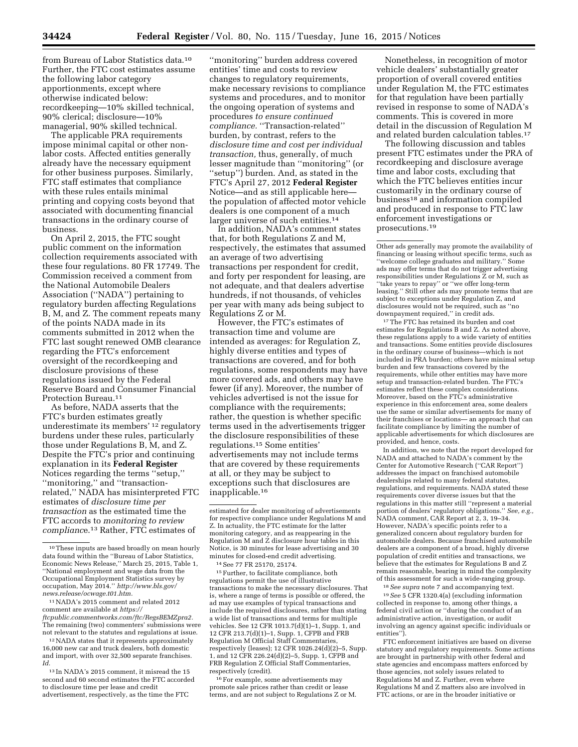from Bureau of Labor Statistics data.[10] Further, the FTC cost estimates assume the following labor category apportionments, except where otherwise indicated below: recordkeeping—10% skilled technical, 90% clerical; disclosure—10% managerial, 90% skilled technical.

The applicable PRA requirements impose minimal capital or other non-labor costs. Affected entities generally already have the necessary equipment for other business purposes. Similarly, FTC staff estimates that compliance with these rules entails minimal printing and copying costs beyond that associated with documenting financial transactions in the ordinary course of business.

On April 2, 2015, the FTC sought public comment on the information collection requirements associated with these four regulations. 80 FR 17749. The Commission received a comment from the National Automobile Dealers Association (''NADA'') pertaining to regulatory burden affecting Regulations B, M, and Z. The comment repeats many of the points NADA made in its comments submitted in 2012 when the FTC last sought renewed OMB clearance regarding the FTC's enforcement oversight of the recordkeeping and disclosure provisions of these regulations issued by the Federal Reserve Board and Consumer Financial Protection Bureau.[11]

As before, NADA asserts that the FTC's burden estimates greatly underestimate its members' [12] regulatory burdens under these rules, particularly those under Regulations B, M, and Z. Despite the FTC's prior and continuing explanation in its **Federal Register** Notices regarding the terms ''setup,'' ''monitoring,'' and ''transaction-related,'' NADA has misinterpreted FTC estimates of *disclosure time per transaction* as the estimated time the FTC accords to *monitoring to review compliance*.[13] Rather, FTC estimates of ''monitoring'' burden address covered entities' time and costs to review changes to regulatory requirements, make necessary revisions to compliance systems and procedures, and to monitor the ongoing operation of systems and procedures *to ensure continued compliance.* ''Transaction-related'' burden, by contrast, refers to the *disclosure time and cost per individual transaction,* thus, generally, of much lesser magnitude than ''monitoring'' (or ''setup'') burden. And, as stated in the FTC's April 27, 2012 **Federal Register** Notice—and as still applicable here—the population of affected motor vehicle dealers is one component of a much larger universe of such entities.[14]

In addition, NADA's comment states that, for both Regulations Z and M, respectively, the estimates that assumed an average of two advertising transactions per respondent for credit, and forty per respondent for leasing, are not adequate, and that dealers advertise hundreds, if not thousands, of vehicles per year with many ads being subject to Regulations Z or M.

However, the FTC's estimates of transaction time and volume are intended as averages: for Regulation Z, highly diverse entities and types of transactions are covered, and for both regulations, some respondents may have more covered ads, and others may have fewer (if any). Moreover, the number of vehicles advertised is not the issue for compliance with the requirements; rather, the question is whether specific terms used in the advertisements trigger the disclosure responsibilities of these regulations.[15] Some entities' advertisements may not include terms that are covered by these requirements at all, or they may be subject to exceptions such that disclosures are inapplicable.[16]

Nonetheless, in recognition of motor vehicle dealers' substantially greater proportion of overall covered entities under Regulation M, the FTC estimates for that regulation have been partially revised in response to some of NADA's comments. This is covered in more detail in the discussion of Regulation M and related burden calculation tables.[17]

The following discussion and tables present FTC estimates under the PRA of recordkeeping and disclosure average time and labor costs, excluding that which the FTC believes entities incur customarily in the ordinary course of business[18] and information compiled and produced in response to FTC law enforcement investigations or prosecutions.[19]

---

[10] These inputs are based broadly on mean hourly data found within the ''Bureau of Labor Statistics, Economic News Release,'' March 25, 2015, Table 1, ''National employment and wage data from the Occupational Employment Statistics survey by occupation, May 2014.'' *http://www.bls.gov/news.release/ocwage.t01.htm.*

[11] NADA's 2015 comment and related 2012 comment are available at *https://ftcpublic.commentworks.com/ftc/RegsBEMZpra2.* The remaining (two) commenters' submissions were not relevant to the statutes and regulations at issue.

[12] NADA states that it represents approximately 16,000 new car and truck dealers, both domestic and import, with over 32,500 separate franchises. *Id.*

[13] In NADA's 2015 comment, it misread the 15 second and 60 second estimates the FTC accorded to disclosure time per lease and credit advertisement, respectively, as the time the FTC estimated for dealer monitoring of advertisements for respective compliance under Regulations M and Z. In actuality, the FTC estimate for the latter monitoring category, and as reappearing in the Regulation M and Z disclosure hour tables in this Notice, is 30 minutes for lease advertising and 30 minutes for closed-end credit advertising.

[14] See 77 FR 25170, 25174.

[15] Further, to facilitate compliance, both regulations permit the use of illustrative transactions to make the necessary disclosures. That is, where a range of terms is possible or offered, the ad may use examples of typical transactions and include the required disclosures, rather than stating a wide list of transactions and terms for multiple vehicles. See 12 CFR 1013.7(d)(1)–1, Supp. 1, and 12 CFR 213.7(d)(1)–1, Supp. 1, CFPB and FRB Regulation M Official Staff Commentaries, respectively (leases); 12 CFR 1026.24(d)(2)–5, Supp. 1, and 12 CFR 226.24(d)(2)–5, Supp. 1, CFPB and FRB Regulation Z Official Staff Commentaries, respectively (credit).

[16] For example, some advertisements may promote sale prices rather than credit or lease terms, and are not subject to Regulations Z or M. Other ads generally may promote the availability of financing or leasing without specific terms, such as ''welcome college graduates and military.'' Some ads may offer terms that do not trigger advertising responsibilities under Regulations Z or M, such as ''take years to repay'' or ''we offer long-term leasing.'' Still other ads may promote terms that are subject to exceptions under Regulation Z, and disclosures would not be required, such as ''no downpayment required,'' in credit ads.

[17] The FTC has retained its burden and cost estimates for Regulations B and Z. As noted above, these regulations apply to a wide variety of entities and transactions. Some entities provide disclosures in the ordinary course of business—which is not included in PRA burden; others have minimal setup burden and few transactions covered by the requirements, while other entities may have more setup and transaction-related burden. The FTC's estimates reflect these complex considerations. Moreover, based on the FTC's administrative experience in this enforcement area, some dealers use the same or similar advertisements for many of their franchises or locations— an approach that can facilitate compliance by limiting the number of applicable advertisements for which disclosures are provided, and hence, costs.

In addition, we note that the report developed for NADA and attached to NADA's comment by the Center for Automotive Research (''CAR Report'') addresses the impact on franchised automobile dealerships related to many federal statutes, regulations, and requirements. NADA stated these requirements cover diverse issues but that the regulations in this matter still ''represent a material portion of dealers' regulatory obligations.'' *See, e.g.,* NADA comment, CAR Report at 2, 3, 19–34. However, NADA's specific points refer to a generalized concern about regulatory burden for automobile dealers. Because franchised automobile dealers are a component of a broad, highly diverse population of credit entities and transactions, we believe that the estimates for Regulations B and Z remain reasonable, bearing in mind the complexity of this assessment for such a wide-ranging group.

[18] *See supra* note 7 and accompanying text.

[19] *See* 5 CFR 1320.4(a) (excluding information collected in response to, among other things, a federal civil action or ''during the conduct of an administrative action, investigation, or audit involving an agency against specific individuals or entities'').

FTC enforcement initiatives are based on diverse statutory and regulatory requirements. Some actions are brought in partnership with other federal and state agencies and encompass matters enforced by those agencies, not solely issues related to Regulations M and Z. Further, even where Regulations M and Z matters also are involved in FTC actions, or are in the broader initiative or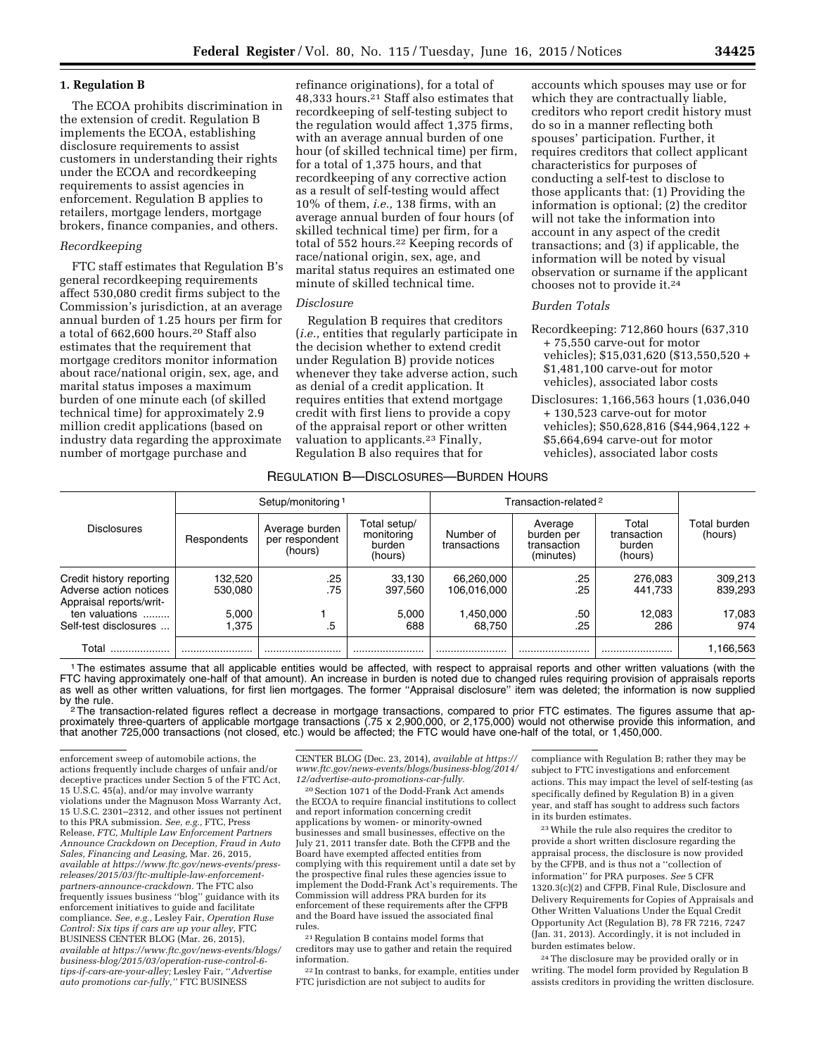### 1. Regulation B

The ECOA prohibits discrimination in the extension of credit. Regulation B implements the ECOA, establishing disclosure requirements to assist customers in understanding their rights under the ECOA and recordkeeping requirements to assist agencies in enforcement. Regulation B applies to retailers, mortgage lenders, mortgage brokers, finance companies, and others.

*Recordkeeping*

FTC staff estimates that Regulation B's general recordkeeping requirements affect 530,080 credit firms subject to the Commission's jurisdiction, at an average annual burden of 1.25 hours per firm for a total of 662,600 hours.[20] Staff also estimates that the requirement that mortgage creditors monitor information about race/national origin, sex, age, and marital status imposes a maximum burden of one minute each (of skilled technical time) for approximately 2.9 million credit applications (based on industry data regarding the approximate number of mortgage purchase and refinance originations), for a total of 48,333 hours.[21] Staff also estimates that recordkeeping of self-testing subject to the regulation would affect 1,375 firms, with an average annual burden of one hour (of skilled technical time) per firm, for a total of 1,375 hours, and that recordkeeping of any corrective action as a result of self-testing would affect 10% of them, *i.e.,* 138 firms, with an average annual burden of four hours (of skilled technical time) per firm, for a total of 552 hours.[22] Keeping records of race/national origin, sex, age, and marital status requires an estimated one minute of skilled technical time.

*Disclosure*

Regulation B requires that creditors (*i.e.,* entities that regularly participate in the decision whether to extend credit under Regulation B) provide notices whenever they take adverse action, such as denial of a credit application. It requires entities that extend mortgage credit with first liens to provide a copy of the appraisal report or other written valuation to applicants.[23] Finally, Regulation B also requires that for accounts which spouses may use or for which they are contractually liable, creditors who report credit history must do so in a manner reflecting both spouses' participation. Further, it requires creditors that collect applicant characteristics for purposes of conducting a self-test to disclose to those applicants that: (1) Providing the information is optional; (2) the creditor will not take the information into account in any aspect of the credit transactions; and (3) if applicable, the information will be noted by visual observation or surname if the applicant chooses not to provide it.[24]

*Burden Totals*

Recordkeeping: 712,860 hours (637,310 + 75,550 carve-out for motor vehicles); $15,031,620 ($13,550,520 + $1,481,100 carve-out for motor vehicles), associated labor costs

Disclosures: 1,166,563 hours (1,036,040 + 130,523 carve-out for motor vehicles); $50,628,816 ($44,964,122 + $5,664,694 carve-out for motor vehicles), associated labor costs

REGULATION B—DISCLOSURES—BURDEN HOURS

| Disclosures | Setup/monitoring [1] | | | Transaction-related [2] | | | Total burden (hours) |
|---|---|---|---|---|---|---|---|
| | Respondents | Average burden per respondent (hours) | Total setup/ monitoring burden (hours) | Number of transactions | Average burden per transaction (minutes) | Total transaction burden (hours) | |
| Credit history reporting | 132,520 | .25 | 33,130 | 66,260,000 | .25 | 276,083 | 309,213 |
| Adverse action notices | 530,080 | .75 | 397,560 | 106,016,000 | .25 | 441,733 | 839,293 |
| Appraisal reports/written valuations | 5,000 | 1 | 5,000 | 1,450,000 | .50 | 12,083 | 17,083 |
| Self-test disclosures | 1,375 | .5 | 688 | 68,750 | .25 | 286 | 974 |
| Total | | | | | | | 1,166,563 |

[1] The estimates assume that all applicable entities would be affected, with respect to appraisal reports and other written valuations (with the FTC having approximately one-half of that amount). An increase in burden is noted due to changed rules requiring provision of appraisals reports as well as other written valuations, for first lien mortgages. The former "Appraisal disclosure" item was deleted; the information is now supplied by the rule.

[2] The transaction-related figures reflect a decrease in mortgage transactions, compared to prior FTC estimates. The figures assume that approximately three-quarters of applicable mortgage transactions (.75 x 2,900,000, or 2,175,000) would not otherwise provide this information, and that another 725,000 transactions (not closed, etc.) would be affected; the FTC would have one-half of the total, or 1,450,000.

---

enforcement sweep of automobile actions, the actions frequently include charges of unfair and/or deceptive practices under Section 5 of the FTC Act, 15 U.S.C. 45(a), and/or may involve warranty violations under the Magnuson Moss Warranty Act, 15 U.S.C. 2301–2312, and other issues not pertinent to this PRA submission. *See, e.g.,* FTC, Press Release, *FTC, Multiple Law Enforcement Partners Announce Crackdown on Deception, Fraud in Auto Sales, Financing and Leasing,* Mar. 26, 2015, *available at https://www.ftc.gov/news-events/press-releases/2015/03/ftc-multiple-law-enforcement-partners-announce-crackdown.* The FTC also frequently issues business "blog" guidance with its enforcement initiatives to guide and facilitate compliance. *See, e.g.,* Lesley Fair, *Operation Ruse Control: Six tips if cars are up your alley,* FTC BUSINESS CENTER BLOG (Mar. 26, 2015), *available at https://www.ftc.gov/news-events/blogs/business-blog/2015/03/operation-ruse-control-6-tips-if-cars-are-your-alley;* Lesley Fair, *"Advertise auto promotions car-fully,"* FTC BUSINESS CENTER BLOG (Dec. 23, 2014), *available at https://www.ftc.gov/news-events/blogs/business-blog/2014/12/advertise-auto-promotions-car-fully.*

[20] Section 1071 of the Dodd-Frank Act amends the ECOA to require financial institutions to collect and report information concerning credit applications by women- or minority-owned businesses and small businesses, effective on the July 21, 2011 transfer date. Both the CFPB and the Board have exempted affected entities from complying with this requirement until a date set by the prospective final rules these agencies issue to implement the Dodd-Frank Act's requirements. The Commission will address PRA burden for its enforcement of these requirements after the CFPB and the Board have issued the associated final rules.

[21] Regulation B contains model forms that creditors may use to gather and retain the required information.

[22] In contrast to banks, for example, entities under FTC jurisdiction are not subject to audits for compliance with Regulation B; rather they may be subject to FTC investigations and enforcement actions. This may impact the level of self-testing (as specifically defined by Regulation B) in a given year, and staff has sought to address such factors in its burden estimates.

[23] While the rule also requires the creditor to provide a short written disclosure regarding the appraisal process, the disclosure is now provided by the CFPB, and is thus not a "collection of information" for PRA purposes. *See* 5 CFR 1320.3(c)(2) and CFPB, Final Rule, Disclosure and Delivery Requirements for Copies of Appraisals and Other Written Valuations Under the Equal Credit Opportunity Act (Regulation B), 78 FR 7216, 7247 (Jan. 31, 2013). Accordingly, it is not included in burden estimates below.

[24] The disclosure may be provided orally or in writing. The model form provided by Regulation B assists creditors in providing the written disclosure.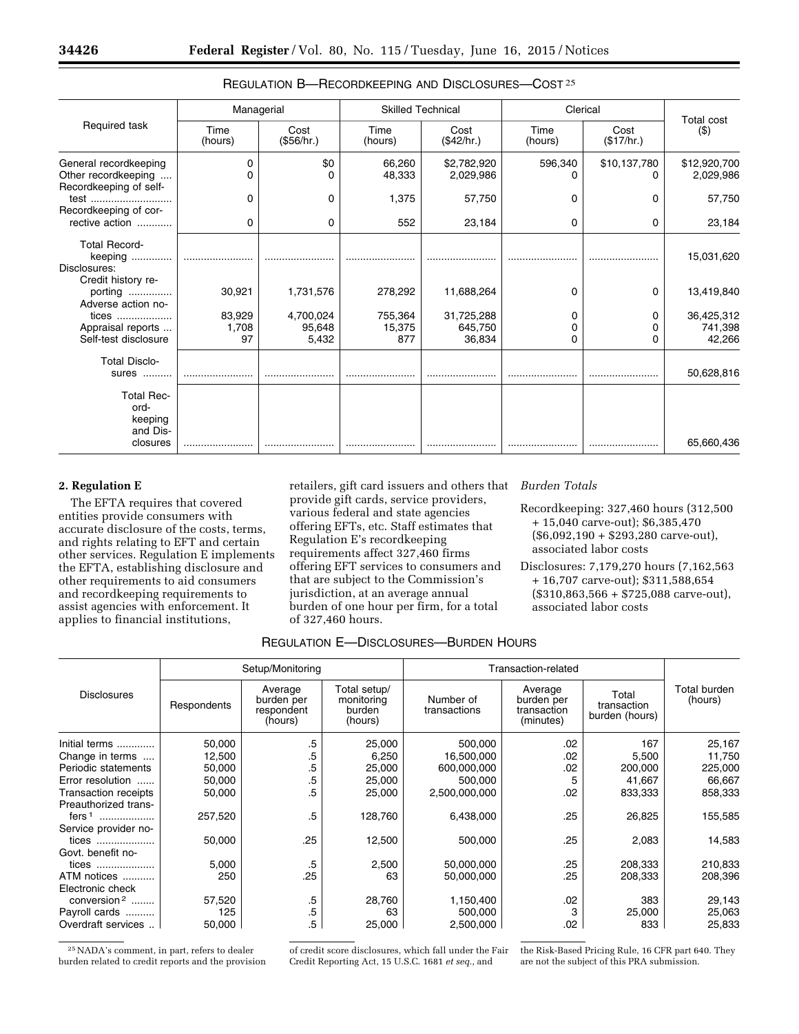REGULATION B—RECORDKEEPING AND DISCLOSURES—COST [25]

| Required task | Managerial | | Skilled Technical | | Clerical | | Total cost ($) |
|---|---|---|---|---|---|---|---|
| | Time (hours) | Cost ($56/hr.) | Time (hours) | Cost ($42/hr.) | Time (hours) | Cost ($17/hr.) | |
| General recordkeeping | 0 | $0 | 66,260 | $2,782,920 | 596,340 | $10,137,780 | $12,920,700 |
| Other recordkeeping | 0 | 0 | 48,333 | 2,029,986 | 0 | 0 | 2,029,986 |
| Recordkeeping of self-test | 0 | 0 | 1,375 | 57,750 | 0 | 0 | 57,750 |
| Recordkeeping of corrective action | 0 | 0 | 552 | 23,184 | 0 | 0 | 23,184 |
| Total Recordkeeping | | | | | | | 15,031,620 |
| Disclosures: | | | | | | | |
| Credit history reporting | 30,921 | 1,731,576 | 278,292 | 11,688,264 | 0 | 0 | 13,419,840 |
| Adverse action notices | 83,929 | 4,700,024 | 755,364 | 31,725,288 | 0 | 0 | 36,425,312 |
| Appraisal reports | 1,708 | 95,648 | 15,375 | 645,750 | 0 | 0 | 741,398 |
| Self-test disclosure | 97 | 5,432 | 877 | 36,834 | 0 | 0 | 42,266 |
| Total Disclosures | | | | | | | 50,628,816 |
| Total Recordkeeping and Disclosures | | | | | | | 65,660,436 |

**2. Regulation E**

The EFTA requires that covered entities provide consumers with accurate disclosure of the costs, terms, and rights relating to EFT and certain other services. Regulation E implements the EFTA, establishing disclosure and other requirements to aid consumers and recordkeeping requirements to assist agencies with enforcement. It applies to financial institutions, retailers, gift card issuers and others that provide gift cards, service providers, various federal and state agencies offering EFTs, etc. Staff estimates that Regulation E's recordkeeping requirements affect 327,460 firms offering EFT services to consumers and that are subject to the Commission's jurisdiction, at an average annual burden of one hour per firm, for a total of 327,460 hours.

*Burden Totals*

Recordkeeping: 327,460 hours (312,500 + 15,040 carve-out); $6,385,470 ($6,092,190 + $293,280 carve-out), associated labor costs

Disclosures: 7,179,270 hours (7,162,563 + 16,707 carve-out); $311,588,654 ($310,863,566 + $725,088 carve-out), associated labor costs

REGULATION E—DISCLOSURES—BURDEN HOURS

| Disclosures | Setup/Monitoring | | | Transaction-related | | | Total burden (hours) |
|---|---|---|---|---|---|---|---|
| | Respondents | Average burden per respondent (hours) | Total setup/monitoring burden (hours) | Number of transactions | Average burden per transaction (minutes) | Total transaction burden (hours) | |
| Initial terms | 50,000 | .5 | 25,000 | 500,000 | .02 | 167 | 25,167 |
| Change in terms | 12,500 | .5 | 6,250 | 16,500,000 | .02 | 5,500 | 11,750 |
| Periodic statements | 50,000 | .5 | 25,000 | 600,000,000 | .02 | 200,000 | 225,000 |
| Error resolution | 50,000 | .5 | 25,000 | 500,000 | 5 | 41,667 | 66,667 |
| Transaction receipts | 50,000 | .5 | 25,000 | 2,500,000,000 | .02 | 833,333 | 858,333 |
| Preauthorized transfers [1] | 257,520 | .5 | 128,760 | 6,438,000 | .25 | 26,825 | 155,585 |
| Service provider notices | 50,000 | .25 | 12,500 | 500,000 | .25 | 2,083 | 14,583 |
| Govt. benefit notices | 5,000 | .5 | 2,500 | 50,000,000 | .25 | 208,333 | 210,833 |
| ATM notices | 250 | .25 | 63 | 50,000,000 | .25 | 208,333 | 208,396 |
| Electronic check conversion [2] | 57,520 | .5 | 28,760 | 1,150,400 | .02 | 383 | 29,143 |
| Payroll cards | 125 | .5 | 63 | 500,000 | 3 | 25,000 | 25,063 |
| Overdraft services | 50,000 | .5 | 25,000 | 2,500,000 | .02 | 833 | 25,833 |

[25] NADA's comment, in part, refers to dealer burden related to credit reports and the provision of credit score disclosures, which fall under the Fair Credit Reporting Act, 15 U.S.C. 1681 *et seq.*, and the Risk-Based Pricing Rule, 16 CFR part 640. They are not the subject of this PRA submission.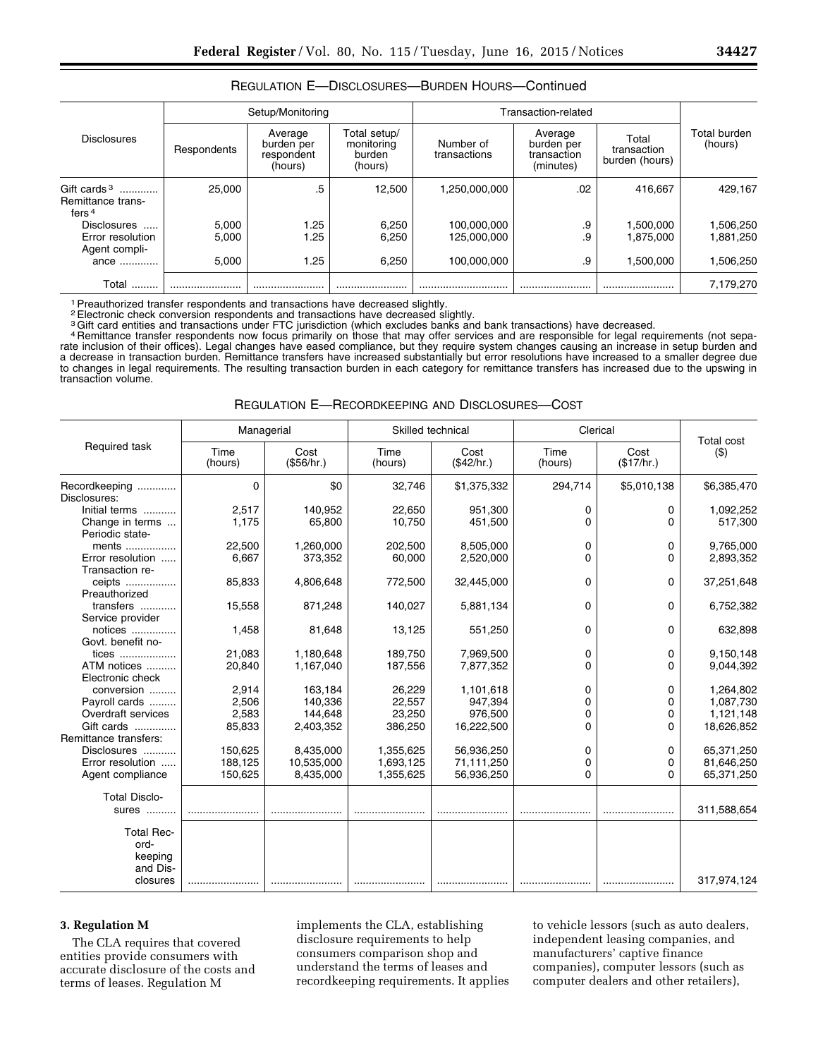REGULATION E—DISCLOSURES—BURDEN HOURS—Continued

| Disclosures | Setup/Monitoring | | | Transaction-related | | | Total burden (hours) |
|---|---|---|---|---|---|---|---|
| | Respondents | Average burden per respondent (hours) | Total setup/ monitoring burden (hours) | Number of transactions | Average burden per transaction (minutes) | Total transaction burden (hours) | |
| Gift cards [3] | 25,000 | .5 | 12,500 | 1,250,000,000 | .02 | 416,667 | 429,167 |
| Remittance transfers [4] | | | | | | | |
| Disclosures | 5,000 | 1.25 | 6,250 | 100,000,000 | .9 | 1,500,000 | 1,506,250 |
| Error resolution | 5,000 | 1.25 | 6,250 | 125,000,000 | .9 | 1,875,000 | 1,881,250 |
| Agent compliance | 5,000 | 1.25 | 6,250 | 100,000,000 | .9 | 1,500,000 | 1,506,250 |
| Total | | | | | | | 7,179,270 |

[1] Preauthorized transfer respondents and transactions have decreased slightly.
[2] Electronic check conversion respondents and transactions have decreased slightly.
[3] Gift card entities and transactions under FTC jurisdiction (which excludes banks and bank transactions) have decreased.
[4] Remittance transfer respondents now focus primarily on those that may offer services and are responsible for legal requirements (not separate inclusion of their offices). Legal changes have eased compliance, but they require system changes causing an increase in setup burden and a decrease in transaction burden. Remittance transfers have increased substantially but error resolutions have increased to a smaller degree due to changes in legal requirements. The resulting transaction burden in each category for remittance transfers has increased due to the upswing in transaction volume.

REGULATION E—RECORDKEEPING AND DISCLOSURES—COST

| Required task | Managerial | | Skilled technical | | Clerical | | Total cost ($) |
|---|---|---|---|---|---|---|---|
| | Time (hours) | Cost ($56/hr.) | Time (hours) | Cost ($42/hr.) | Time (hours) | Cost ($17/hr.) | |
| Recordkeeping | 0 | $0 | 32,746 | $1,375,332 | 294,714 | $5,010,138 | $6,385,470 |
| Disclosures: | | | | | | | |
| Initial terms | 2,517 | 140,952 | 22,650 | 951,300 | 0 | 0 | 1,092,252 |
| Change in terms | 1,175 | 65,800 | 10,750 | 451,500 | 0 | 0 | 517,300 |
| Periodic statements | 22,500 | 1,260,000 | 202,500 | 8,505,000 | 0 | 0 | 9,765,000 |
| Error resolution | 6,667 | 373,352 | 60,000 | 2,520,000 | 0 | 0 | 2,893,352 |
| Transaction receipts | 85,833 | 4,806,648 | 772,500 | 32,445,000 | 0 | 0 | 37,251,648 |
| Preauthorized transfers | 15,558 | 871,248 | 140,027 | 5,881,134 | 0 | 0 | 6,752,382 |
| Service provider notices | 1,458 | 81,648 | 13,125 | 551,250 | 0 | 0 | 632,898 |
| Govt. benefit notices | 21,083 | 1,180,648 | 189,750 | 7,969,500 | 0 | 0 | 9,150,148 |
| ATM notices | 20,840 | 1,167,040 | 187,556 | 7,877,352 | 0 | 0 | 9,044,392 |
| Electronic check conversion | 2,914 | 163,184 | 26,229 | 1,101,618 | 0 | 0 | 1,264,802 |
| Payroll cards | 2,506 | 140,336 | 22,557 | 947,394 | 0 | 0 | 1,087,730 |
| Overdraft services | 2,583 | 144,648 | 23,250 | 976,500 | 0 | 0 | 1,121,148 |
| Gift cards | 85,833 | 2,403,352 | 386,250 | 16,222,500 | 0 | 0 | 18,626,852 |
| Remittance transfers: | | | | | | | |
| Disclosures | 150,625 | 8,435,000 | 1,355,625 | 56,936,250 | 0 | 0 | 65,371,250 |
| Error resolution | 188,125 | 10,535,000 | 1,693,125 | 71,111,250 | 0 | 0 | 81,646,250 |
| Agent compliance | 150,625 | 8,435,000 | 1,355,625 | 56,936,250 | 0 | 0 | 65,371,250 |
| Total Disclosures | | | | | | | 311,588,654 |
| Total Recordkeeping and Disclosures | | | | | | | 317,974,124 |

**3. Regulation M**

The CLA requires that covered entities provide consumers with accurate disclosure of the costs and terms of leases. Regulation M implements the CLA, establishing disclosure requirements to help consumers comparison shop and understand the terms of leases and recordkeeping requirements. It applies to vehicle lessors (such as auto dealers, independent leasing companies, and manufacturers' captive finance companies), computer lessors (such as computer dealers and other retailers),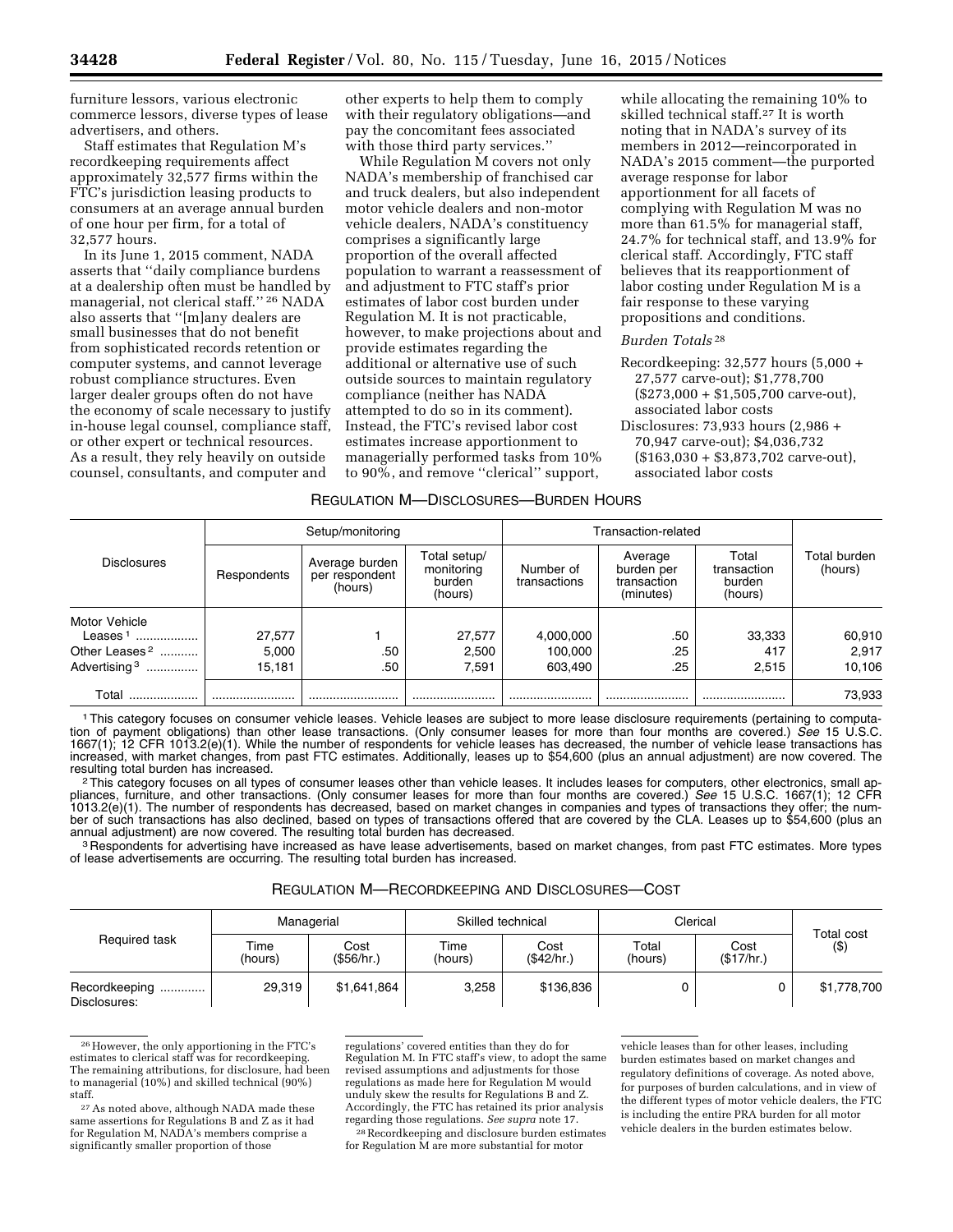furniture lessors, various electronic commerce lessors, diverse types of lease advertisers, and others.

Staff estimates that Regulation M's recordkeeping requirements affect approximately 32,577 firms within the FTC's jurisdiction leasing products to consumers at an average annual burden of one hour per firm, for a total of 32,577 hours.

In its June 1, 2015 comment, NADA asserts that "daily compliance burdens at a dealership often must be handled by managerial, not clerical staff."[26] NADA also asserts that "[m]any dealers are small businesses that do not benefit from sophisticated records retention or computer systems, and cannot leverage robust compliance structures. Even larger dealer groups often do not have the economy of scale necessary to justify in-house legal counsel, compliance staff, or other expert or technical resources. As a result, they rely heavily on outside counsel, consultants, and computer and other experts to help them to comply with their regulatory obligations—and pay the concomitant fees associated with those third party services."

While Regulation M covers not only NADA's membership of franchised car and truck dealers, but also independent motor vehicle dealers and non-motor vehicle dealers, NADA's constituency comprises a significantly large proportion of the overall affected population to warrant a reassessment of and adjustment to FTC staff's prior estimates of labor cost burden under Regulation M. It is not practicable, however, to make projections about and provide estimates regarding the additional or alternative use of such outside sources to maintain regulatory compliance (neither has NADA attempted to do so in its comment). Instead, the FTC's revised labor cost estimates increase apportionment to managerially performed tasks from 10% to 90%, and remove "clerical" support, while allocating the remaining 10% to skilled technical staff.[27] It is worth noting that in NADA's survey of its members in 2012—reincorporated in NADA's 2015 comment—the purported average response for labor apportionment for all facets of complying with Regulation M was no more than 61.5% for managerial staff, 24.7% for technical staff, and 13.9% for clerical staff. Accordingly, FTC staff believes that its reapportionment of labor costing under Regulation M is a fair response to these varying propositions and conditions.

*Burden Totals*[28]

Recordkeeping: 32,577 hours (5,000 + 27,577 carve-out); $1,778,700 ($273,000 + $1,505,700 carve-out), associated labor costs

Disclosures: 73,933 hours (2,986 + 70,947 carve-out); $4,036,732 ($163,030 + $3,873,702 carve-out), associated labor costs

REGULATION M—DISCLOSURES—BURDEN HOURS

| Disclosures | Setup/monitoring | | | Transaction-related | | | Total burden (hours) |
|---|---|---|---|---|---|---|---|
| | Respondents | Average burden per respondent (hours) | Total setup/ monitoring burden (hours) | Number of transactions | Average burden per transaction (minutes) | Total transaction burden (hours) | |
| Motor Vehicle Leases[1] | 27,577 | 1 | 27,577 | 4,000,000 | .50 | 33,333 | 60,910 |
| Other Leases[2] | 5,000 | .50 | 2,500 | 100,000 | .25 | 417 | 2,917 |
| Advertising[3] | 15,181 | .50 | 7,591 | 603,490 | .25 | 2,515 | 10,106 |
| Total | | | | | | | 73,933 |

[1] This category focuses on consumer vehicle leases. Vehicle leases are subject to more lease disclosure requirements (pertaining to computation of payment obligations) than other lease transactions. (Only consumer leases for more than four months are covered.) *See* 15 U.S.C. 1667(1); 12 CFR 1013.2(e)(1). While the number of respondents for vehicle leases has decreased, the number of vehicle lease transactions has increased, with market changes, from past FTC estimates. Additionally, leases up to $54,600 (plus an annual adjustment) are now covered. The resulting total burden has increased.

[2] This category focuses on all types of consumer leases other than vehicle leases. It includes leases for computers, other electronics, small appliances, furniture, and other transactions. (Only consumer leases for more than four months are covered.) *See* 15 U.S.C. 1667(1); 12 CFR 1013.2(e)(1). The number of respondents has decreased, based on market changes in companies and types of transactions they offer; the number of such transactions has also declined, based on types of transactions offered that are covered by the CLA. Leases up to $54,600 (plus an annual adjustment) are now covered. The resulting total burden has decreased.

[3] Respondents for advertising have increased as have lease advertisements, based on market changes, from past FTC estimates. More types of lease advertisements are occurring. The resulting total burden has increased.

REGULATION M—RECORDKEEPING AND DISCLOSURES—COST

| Required task | Managerial | | Skilled technical | | Clerical | | Total cost ($) |
|---|---|---|---|---|---|---|---|
| | Time (hours) | Cost ($56/hr.) | Time (hours) | Cost ($42/hr.) | Total (hours) | Cost ($17/hr.) | |
| Recordkeeping | 29,319 | $1,641,864 | 3,258 | $136,836 | 0 | 0 | $1,778,700 |
| Disclosures: | | | | | | | |

[26] However, the only apportioning in the FTC's estimates to clerical staff was for recordkeeping. The remaining attributions, for disclosure, had been to managerial (10%) and skilled technical (90%) staff.

[27] As noted above, although NADA made these same assertions for Regulations B and Z as it had for Regulation M, NADA's members comprise a significantly smaller proportion of those regulations' covered entities than they do for Regulation M. In FTC staff's view, to adopt the same revised assumptions and adjustments for those regulations as made here for Regulation M would unduly skew the results for Regulations B and Z. Accordingly, the FTC has retained its prior analysis regarding those regulations. *See supra* note 17.

[28] Recordkeeping and disclosure burden estimates for Regulation M are more substantial for motor vehicle leases than for other leases, including burden estimates based on market changes and regulatory definitions of coverage. As noted above, for purposes of burden calculations, and in view of the different types of motor vehicle dealers, the FTC is including the entire PRA burden for all motor vehicle dealers in the burden estimates below.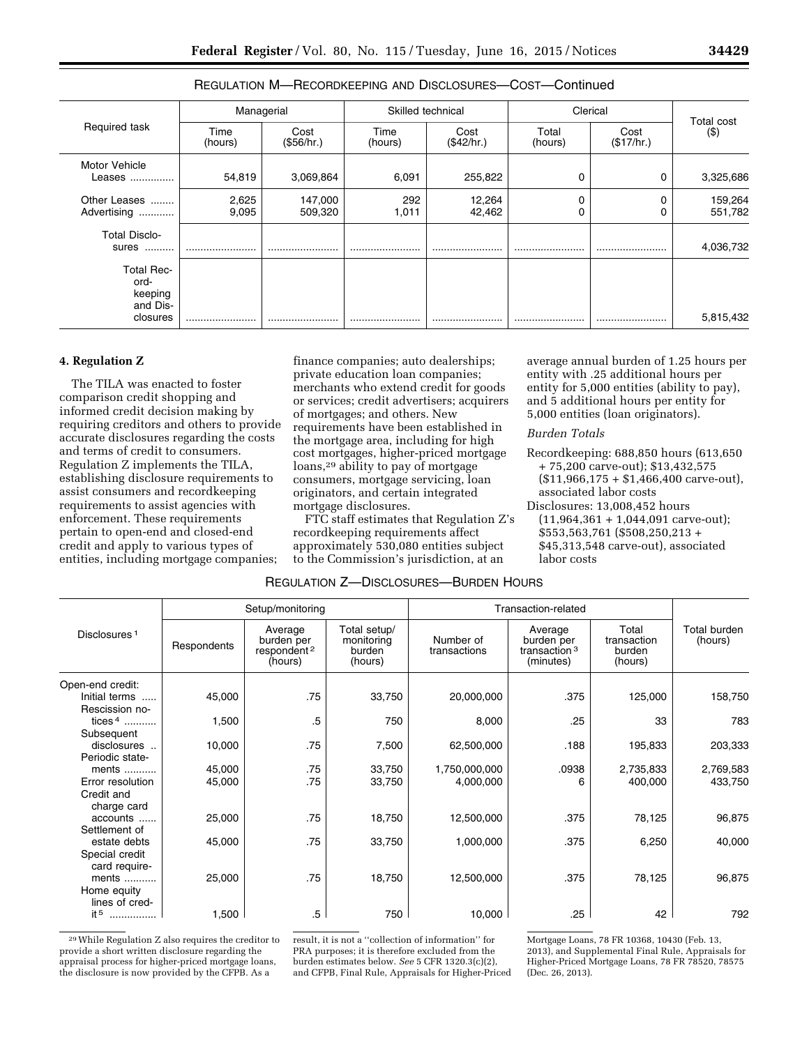REGULATION M—RECORDKEEPING AND DISCLOSURES—COST—Continued

| Required task | Managerial | | Skilled technical | | Clerical | | Total cost ($) |
|---|---|---|---|---|---|---|---|
| | Time (hours) | Cost ($56/hr.) | Time (hours) | Cost ($42/hr.) | Total (hours) | Cost ($17/hr.) | |
| Motor Vehicle Leases | 54,819 | 3,069,864 | 6,091 | 255,822 | 0 | 0 | 3,325,686 |
| Other Leases | 2,625 | 147,000 | 292 | 12,264 | 0 | 0 | 159,264 |
| Advertising | 9,095 | 509,320 | 1,011 | 42,462 | 0 | 0 | 551,782 |
| Total Disclosures | | | | | | | 4,036,732 |
| Total Recordkeeping and Disclosures | | | | | | | 5,815,432 |

**4. Regulation Z**

The TILA was enacted to foster comparison credit shopping and informed credit decision making by requiring creditors and others to provide accurate disclosures regarding the costs and terms of credit to consumers. Regulation Z implements the TILA, establishing disclosure requirements to assist consumers and recordkeeping requirements to assist agencies with enforcement. These requirements pertain to open-end and closed-end credit and apply to various types of entities, including mortgage companies; finance companies; auto dealerships; private education loan companies; merchants who extend credit for goods or services; credit advertisers; acquirers of mortgages; and others. New requirements have been established in the mortgage area, including for high cost mortgages, higher-priced mortgage loans,[29] ability to pay of mortgage consumers, mortgage servicing, loan originators, and certain integrated mortgage disclosures.

FTC staff estimates that Regulation Z's recordkeeping requirements affect approximately 530,080 entities subject to the Commission's jurisdiction, at an average annual burden of 1.25 hours per entity with .25 additional hours per entity for 5,000 entities (ability to pay), and 5 additional hours per entity for 5,000 entities (loan originators).

*Burden Totals*

Recordkeeping: 688,850 hours (613,650 + 75,200 carve-out); $13,432,575 ($11,966,175 + $1,466,400 carve-out), associated labor costs

Disclosures: 13,008,452 hours (11,964,361 + 1,044,091 carve-out); $553,563,761 ($508,250,213 + $45,313,548 carve-out), associated labor costs

REGULATION Z—DISCLOSURES—BURDEN HOURS

| Disclosures [1] | Setup/monitoring | | | Transaction-related | | | Total burden (hours) |
|---|---|---|---|---|---|---|---|
| | Respondents | Average burden per respondent [2] (hours) | Total setup/ monitoring burden (hours) | Number of transactions | Average burden per transaction [3] (minutes) | Total transaction burden (hours) | |
| Open-end credit: | | | | | | | |
| Initial terms | 45,000 | .75 | 33,750 | 20,000,000 | .375 | 125,000 | 158,750 |
| Rescission notices [4] | 1,500 | .5 | 750 | 8,000 | .25 | 33 | 783 |
| Subsequent disclosures | 10,000 | .75 | 7,500 | 62,500,000 | .188 | 195,833 | 203,333 |
| Periodic statements | 45,000 | .75 | 33,750 | 1,750,000,000 | .0938 | 2,735,833 | 2,769,583 |
| Error resolution | 45,000 | .75 | 33,750 | 4,000,000 | 6 | 400,000 | 433,750 |
| Credit and charge card accounts | 25,000 | .75 | 18,750 | 12,500,000 | .375 | 78,125 | 96,875 |
| Settlement of estate debts | 45,000 | .75 | 33,750 | 1,000,000 | .375 | 6,250 | 40,000 |
| Special credit card requirements | 25,000 | .75 | 18,750 | 12,500,000 | .375 | 78,125 | 96,875 |
| Home equity lines of credit [5] | 1,500 | .5 | 750 | 10,000 | .25 | 42 | 792 |

[29] While Regulation Z also requires the creditor to provide a short written disclosure regarding the appraisal process for higher-priced mortgage loans, the disclosure is now provided by the CFPB. As a result, it is not a "collection of information" for PRA purposes; it is therefore excluded from the burden estimates below. *See* 5 CFR 1320.3(c)(2), and CFPB, Final Rule, Appraisals for Higher-Priced Mortgage Loans, 78 FR 10368, 10430 (Feb. 13, 2013), and Supplemental Final Rule, Appraisals for Higher-Priced Mortgage Loans, 78 FR 78520, 78575 (Dec. 26, 2013).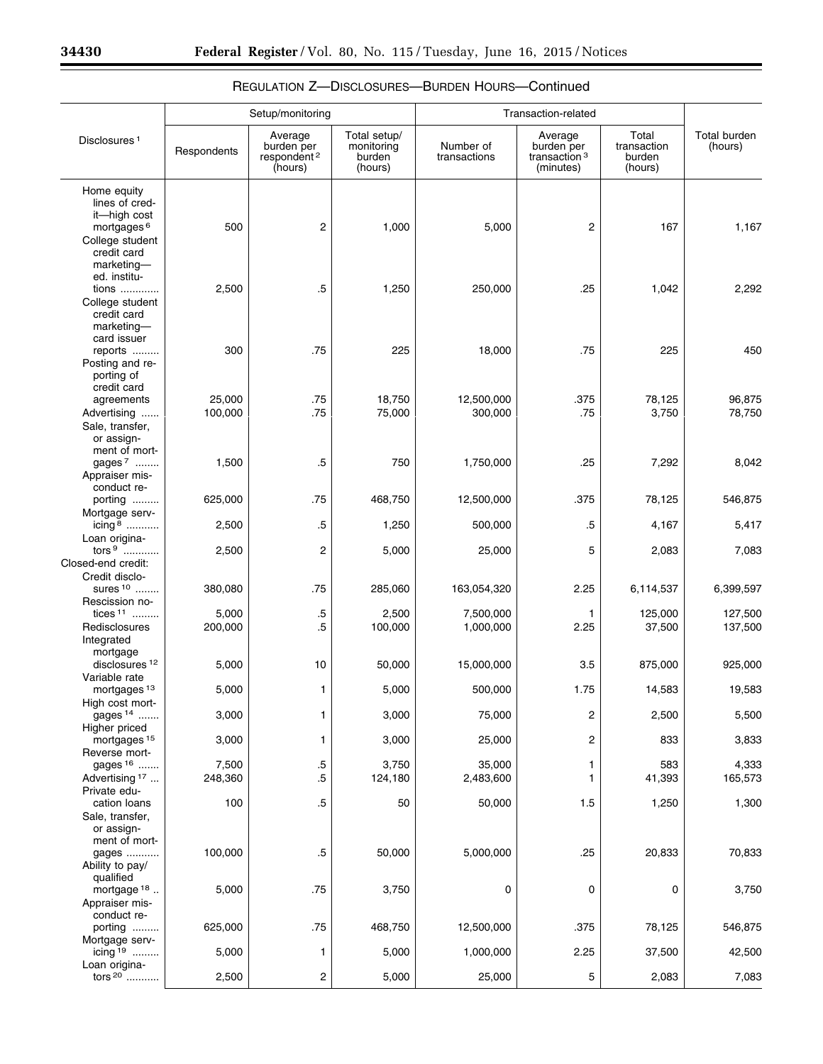REGULATION Z—DISCLOSURES—BURDEN HOURS—Continued

| Disclosures [1] | Setup/monitoring | | | Transaction-related | | | Total burden (hours) |
|---|---|---|---|---|---|---|---|
| | Respondents | Average burden per respondent [2] (hours) | Total setup/monitoring burden (hours) | Number of transactions | Average burden per transaction [3] (minutes) | Total transaction burden (hours) | |
| Home equity lines of credit—high cost mortgages [6] | 500 | 2 | 1,000 | 5,000 | 2 | 167 | 1,167 |
| College student credit card marketing—ed. institutions | 2,500 | .5 | 1,250 | 250,000 | .25 | 1,042 | 2,292 |
| College student credit card marketing—card issuer reports | 300 | .75 | 225 | 18,000 | .75 | 225 | 450 |
| Posting and reporting of credit card agreements | 25,000 | .75 | 18,750 | 12,500,000 | .375 | 78,125 | 96,875 |
| Advertising | 100,000 | .75 | 75,000 | 300,000 | .75 | 3,750 | 78,750 |
| Sale, transfer, or assignment of mortgages [7] | 1,500 | .5 | 750 | 1,750,000 | .25 | 7,292 | 8,042 |
| Appraiser misconduct reporting | 625,000 | .75 | 468,750 | 12,500,000 | .375 | 78,125 | 546,875 |
| Mortgage servicing [8] | 2,500 | .5 | 1,250 | 500,000 | .5 | 4,167 | 5,417 |
| Loan originators [9] | 2,500 | 2 | 5,000 | 25,000 | 5 | 2,083 | 7,083 |
| Closed-end credit: | | | | | | | |
| Credit disclosures [10] | 380,080 | .75 | 285,060 | 163,054,320 | 2.25 | 6,114,537 | 6,399,597 |
| Rescission notices [11] | 5,000 | .5 | 2,500 | 7,500,000 | 1 | 125,000 | 127,500 |
| Redisclosures | 200,000 | .5 | 100,000 | 1,000,000 | 2.25 | 37,500 | 137,500 |
| Integrated mortgage disclosures [12] | 5,000 | 10 | 50,000 | 15,000,000 | 3.5 | 875,000 | 925,000 |
| Variable rate mortgages [13] | 5,000 | 1 | 5,000 | 500,000 | 1.75 | 14,583 | 19,583 |
| High cost mortgages [14] | 3,000 | 1 | 3,000 | 75,000 | 2 | 2,500 | 5,500 |
| Higher priced mortgages [15] | 3,000 | 1 | 3,000 | 25,000 | 2 | 833 | 3,833 |
| Reverse mortgages [16] | 7,500 | .5 | 3,750 | 35,000 | 1 | 583 | 4,333 |
| Advertising [17] | 248,360 | .5 | 124,180 | 2,483,600 | 1 | 41,393 | 165,573 |
| Private education loans | 100 | .5 | 50 | 50,000 | 1.5 | 1,250 | 1,300 |
| Sale, transfer, or assignment of mortgages | 100,000 | .5 | 50,000 | 5,000,000 | .25 | 20,833 | 70,833 |
| Ability to pay/qualified mortgage [18] | 5,000 | .75 | 3,750 | 0 | 0 | 0 | 3,750 |
| Appraiser misconduct reporting | 625,000 | .75 | 468,750 | 12,500,000 | .375 | 78,125 | 546,875 |
| Mortgage servicing [19] | 5,000 | 1 | 5,000 | 1,000,000 | 2.25 | 37,500 | 42,500 |
| Loan originators [20] | 2,500 | 2 | 5,000 | 25,000 | 5 | 2,083 | 7,083 |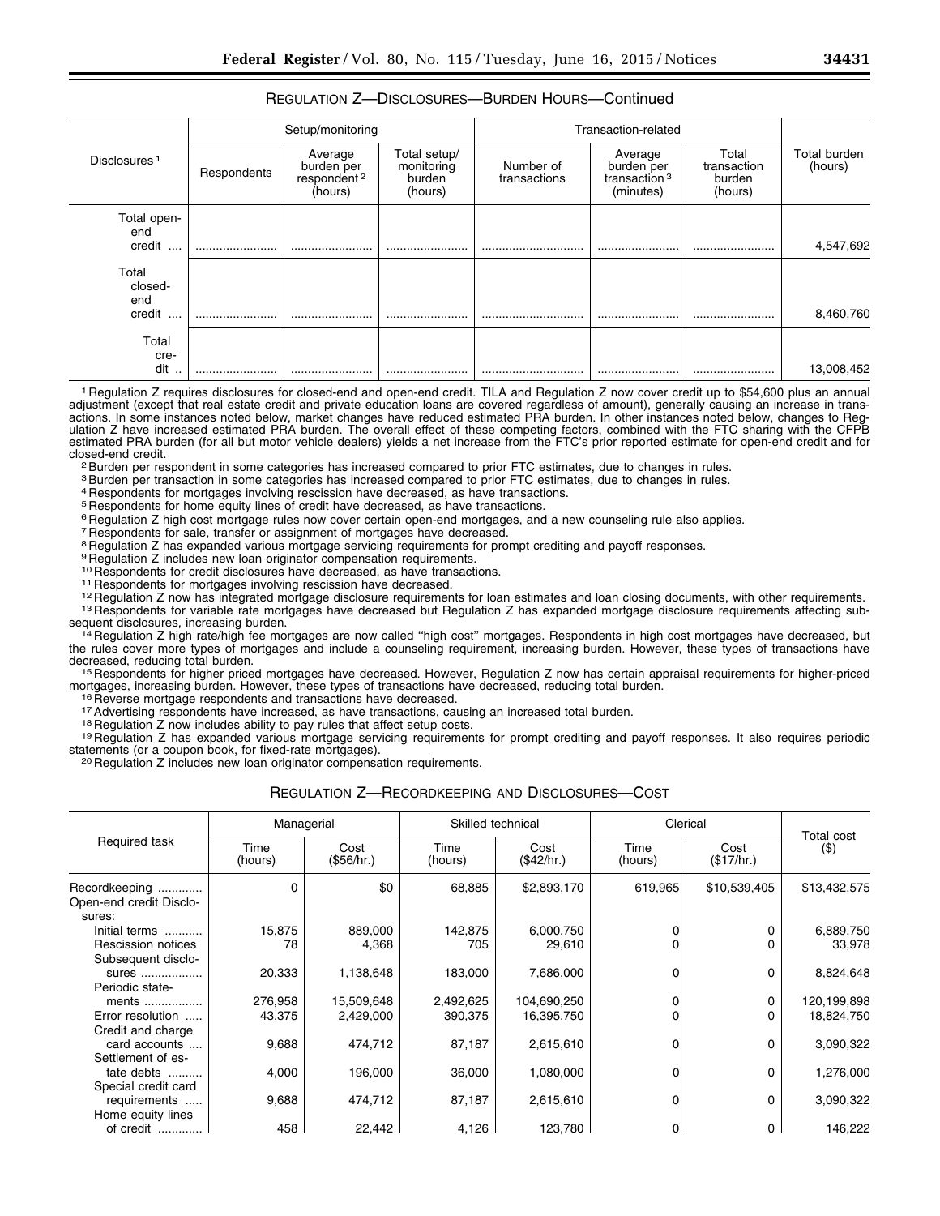REGULATION Z—DISCLOSURES—BURDEN HOURS—Continued

| Disclosures [1] | Setup/monitoring | | | Transaction-related | | | Total burden (hours) |
|---|---|---|---|---|---|---|---|
| | Respondents | Average burden per respondent [2] (hours) | Total setup/ monitoring burden (hours) | Number of transactions | Average burden per transaction [3] (minutes) | Total transaction burden (hours) | |
| Total open-end credit .... | ........................ | ........................ | ........................ | .............................. | ........................ | ........................ | 4,547,692 |
| Total closed-end credit .... | ........................ | ........................ | ........................ | .............................. | ........................ | ........................ | 8,460,760 |
| Total credit .. | ........................ | ........................ | ........................ | .............................. | ........................ | ........................ | 13,008,452 |

[1] Regulation Z requires disclosures for closed-end and open-end credit. TILA and Regulation Z now cover credit up to $54,600 plus an annual adjustment (except that real estate credit and private education loans are covered regardless of amount), generally causing an increase in transactions. In some instances noted below, market changes have reduced estimated PRA burden. In other instances noted below, changes to Regulation Z have increased estimated PRA burden. The overall effect of these competing factors, combined with the FTC sharing with the CFPB estimated PRA burden (for all but motor vehicle dealers) yields a net increase from the FTC's prior reported estimate for open-end credit and for closed-end credit.

[2] Burden per respondent in some categories has increased compared to prior FTC estimates, due to changes in rules.

[3] Burden per transaction in some categories has increased compared to prior FTC estimates, due to changes in rules.

[4] Respondents for mortgages involving rescission have decreased, as have transactions.

[5] Respondents for home equity lines of credit have decreased, as have transactions.

[6] Regulation Z high cost mortgage rules now cover certain open-end mortgages, and a new counseling rule also applies.

[7] Respondents for sale, transfer or assignment of mortgages have decreased.

[8] Regulation Z has expanded various mortgage servicing requirements for prompt crediting and payoff responses.

[9] Regulation Z includes new loan originator compensation requirements.

[10] Respondents for credit disclosures have decreased, as have transactions.

[11] Respondents for mortgages involving rescission have decreased.

[12] Regulation Z now has integrated mortgage disclosure requirements for loan estimates and loan closing documents, with other requirements.

[13] Respondents for variable rate mortgages have decreased but Regulation Z has expanded mortgage disclosure requirements affecting subsequent disclosures, increasing burden.

[14] Regulation Z high rate/high fee mortgages are now called "high cost" mortgages. Respondents in high cost mortgages have decreased, but the rules cover more types of mortgages and include a counseling requirement, increasing burden. However, these types of transactions have decreased, reducing total burden.

[15] Respondents for higher priced mortgages have decreased. However, Regulation Z now has certain appraisal requirements for higher-priced mortgages, increasing burden. However, these types of transactions have decreased, reducing total burden.

[16] Reverse mortgage respondents and transactions have decreased.

[17] Advertising respondents have increased, as have transactions, causing an increased total burden.

[18] Regulation Z now includes ability to pay rules that affect setup costs.

[19] Regulation Z has expanded various mortgage servicing requirements for prompt crediting and payoff responses. It also requires periodic statements (or a coupon book, for fixed-rate mortgages).

[20] Regulation Z includes new loan originator compensation requirements.

REGULATION Z—RECORDKEEPING AND DISCLOSURES—COST

| Required task | Managerial | | Skilled technical | | Clerical | | Total cost ($) |
|---|---|---|---|---|---|---|---|
| | Time (hours) | Cost ($56/hr.) | Time (hours) | Cost ($42/hr.) | Time (hours) | Cost ($17/hr.) | |
| Recordkeeping ............. | 0 | $0 | 68,885 | $2,893,170 | 619,965 | $10,539,405 | $13,432,575 |
| Open-end credit Disclosures: | | | | | | | |
| Initial terms ........... | 15,875 | 889,000 | 142,875 | 6,000,750 | 0 | 0 | 6,889,750 |
| Rescission notices | 78 | 4,368 | 705 | 29,610 | 0 | 0 | 33,978 |
| Subsequent disclosures .................. | 20,333 | 1,138,648 | 183,000 | 7,686,000 | 0 | 0 | 8,824,648 |
| Periodic statements ................. | 276,958 | 15,509,648 | 2,492,625 | 104,690,250 | 0 | 0 | 120,199,898 |
| Error resolution ..... | 43,375 | 2,429,000 | 390,375 | 16,395,750 | 0 | 0 | 18,824,750 |
| Credit and charge card accounts .... | 9,688 | 474,712 | 87,187 | 2,615,610 | 0 | 0 | 3,090,322 |
| Settlement of estate debts .......... | 4,000 | 196,000 | 36,000 | 1,080,000 | 0 | 0 | 1,276,000 |
| Special credit card requirements ..... | 9,688 | 474,712 | 87,187 | 2,615,610 | 0 | 0 | 3,090,322 |
| Home equity lines of credit ............ | 458 | 22,442 | 4,126 | 123,780 | 0 | 0 | 146,222 |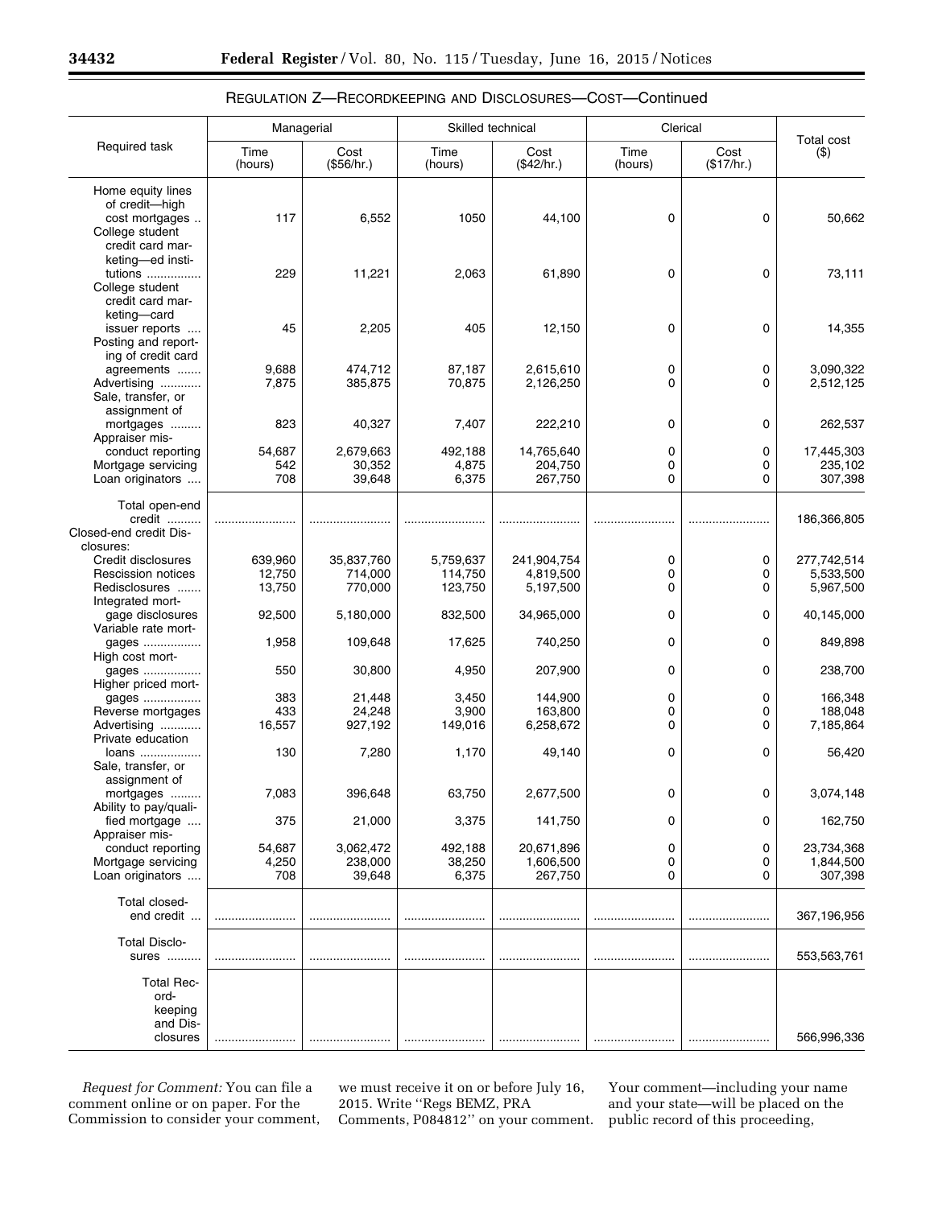REGULATION Z—RECORDKEEPING AND DISCLOSURES—COST—Continued

| Required task | Managerial | | Skilled technical | | Clerical | | Total cost ($) |
|---|---|---|---|---|---|---|---|
| | Time (hours) | Cost ($56/hr.) | Time (hours) | Cost ($42/hr.) | Time (hours) | Cost ($17/hr.) | |
| Home equity lines of credit—high cost mortgages | 117 | 6,552 | 1050 | 44,100 | 0 | 0 | 50,662 |
| College student credit card marketing—ed institutions | 229 | 11,221 | 2,063 | 61,890 | 0 | 0 | 73,111 |
| College student credit card marketing—card issuer reports | 45 | 2,205 | 405 | 12,150 | 0 | 0 | 14,355 |
| Posting and reporting of credit card agreements | 9,688 | 474,712 | 87,187 | 2,615,610 | 0 | 0 | 3,090,322 |
| Advertising | 7,875 | 385,875 | 70,875 | 2,126,250 | 0 | 0 | 2,512,125 |
| Sale, transfer, or assignment of mortgages | 823 | 40,327 | 7,407 | 222,210 | 0 | 0 | 262,537 |
| Appraiser misconduct reporting | 54,687 | 2,679,663 | 492,188 | 14,765,640 | 0 | 0 | 17,445,303 |
| Mortgage servicing | 542 | 30,352 | 4,875 | 204,750 | 0 | 0 | 235,102 |
| Loan originators | 708 | 39,648 | 6,375 | 267,750 | 0 | 0 | 307,398 |
| Total open-end credit | | | | | | | 186,366,805 |
| Closed-end credit Disclosures: | | | | | | | |
| Credit disclosures | 639,960 | 35,837,760 | 5,759,637 | 241,904,754 | 0 | 0 | 277,742,514 |
| Rescission notices | 12,750 | 714,000 | 114,750 | 4,819,500 | 0 | 0 | 5,533,500 |
| Redisclosures | 13,750 | 770,000 | 123,750 | 5,197,500 | 0 | 0 | 5,967,500 |
| Integrated mortgage disclosures | 92,500 | 5,180,000 | 832,500 | 34,965,000 | 0 | 0 | 40,145,000 |
| Variable rate mortgages | 1,958 | 109,648 | 17,625 | 740,250 | 0 | 0 | 849,898 |
| High cost mortgages | 550 | 30,800 | 4,950 | 207,900 | 0 | 0 | 238,700 |
| Higher priced mortgages | 383 | 21,448 | 3,450 | 144,900 | 0 | 0 | 166,348 |
| Reverse mortgages | 433 | 24,248 | 3,900 | 163,800 | 0 | 0 | 188,048 |
| Advertising | 16,557 | 927,192 | 149,016 | 6,258,672 | 0 | 0 | 7,185,864 |
| Private education loans | 130 | 7,280 | 1,170 | 49,140 | 0 | 0 | 56,420 |
| Sale, transfer, or assignment of mortgages | 7,083 | 396,648 | 63,750 | 2,677,500 | 0 | 0 | 3,074,148 |
| Ability to pay/qualified mortgage | 375 | 21,000 | 3,375 | 141,750 | 0 | 0 | 162,750 |
| Appraiser misconduct reporting | 54,687 | 3,062,472 | 492,188 | 20,671,896 | 0 | 0 | 23,734,368 |
| Mortgage servicing | 4,250 | 238,000 | 38,250 | 1,606,500 | 0 | 0 | 1,844,500 |
| Loan originators | 708 | 39,648 | 6,375 | 267,750 | 0 | 0 | 307,398 |
| Total closed-end credit | | | | | | | 367,196,956 |
| Total Disclosures | | | | | | | 553,563,761 |
| Total Recordkeeping and Disclosures | | | | | | | 566,996,336 |

*Request for Comment:* You can file a comment online or on paper. For the Commission to consider your comment, we must receive it on or before July 16, 2015. Write "Regs BEMZ, PRA Comments, P084812" on your comment. Your comment—including your name and your state—will be placed on the public record of this proceeding,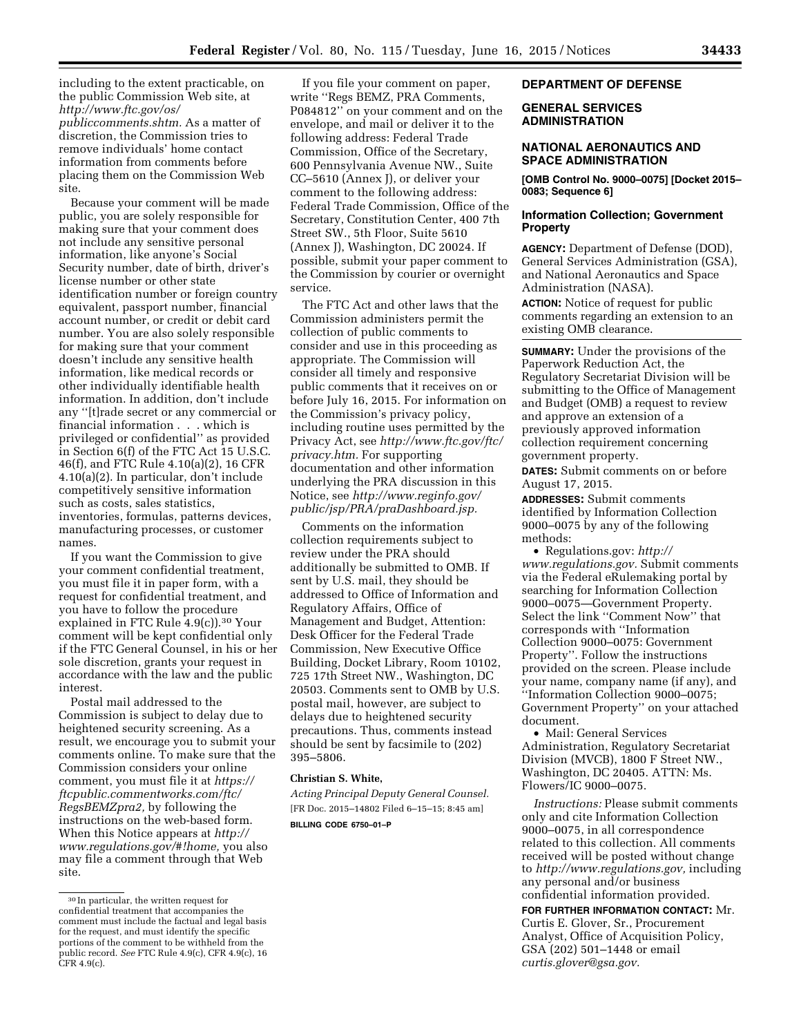including to the extent practicable, on the public Commission Web site, at *http://www.ftc.gov/os/publiccomments.shtm.* As a matter of discretion, the Commission tries to remove individuals' home contact information from comments before placing them on the Commission Web site.

Because your comment will be made public, you are solely responsible for making sure that your comment does not include any sensitive personal information, like anyone's Social Security number, date of birth, driver's license number or other state identification number or foreign country equivalent, passport number, financial account number, or credit or debit card number. You are also solely responsible for making sure that your comment doesn't include any sensitive health information, like medical records or other individually identifiable health information. In addition, don't include any ''[t]rade secret or any commercial or financial information . . . which is privileged or confidential'' as provided in Section 6(f) of the FTC Act 15 U.S.C. 46(f), and FTC Rule 4.10(a)(2), 16 CFR 4.10(a)(2). In particular, don't include competitively sensitive information such as costs, sales statistics, inventories, formulas, patterns devices, manufacturing processes, or customer names.

If you want the Commission to give your comment confidential treatment, you must file it in paper form, with a request for confidential treatment, and you have to follow the procedure explained in FTC Rule 4.9(c)).[30] Your comment will be kept confidential only if the FTC General Counsel, in his or her sole discretion, grants your request in accordance with the law and the public interest.

Postal mail addressed to the Commission is subject to delay due to heightened security screening. As a result, we encourage you to submit your comments online. To make sure that the Commission considers your online comment, you must file it at *https://ftcpublic.commentworks.com/ftc/RegsBEMZpra2,* by following the instructions on the web-based form. When this Notice appears at *http://www.regulations.gov/#!home,* you also may file a comment through that Web site.

If you file your comment on paper, write ''Regs BEMZ, PRA Comments, P084812'' on your comment and on the envelope, and mail or deliver it to the following address: Federal Trade Commission, Office of the Secretary, 600 Pennsylvania Avenue NW., Suite CC–5610 (Annex J), or deliver your comment to the following address: Federal Trade Commission, Office of the Secretary, Constitution Center, 400 7th Street SW., 5th Floor, Suite 5610 (Annex J), Washington, DC 20024. If possible, submit your paper comment to the Commission by courier or overnight service.

The FTC Act and other laws that the Commission administers permit the collection of public comments to consider and use in this proceeding as appropriate. The Commission will consider all timely and responsive public comments that it receives on or before July 16, 2015. For information on the Commission's privacy policy, including routine uses permitted by the Privacy Act, see *http://www.ftc.gov/ftc/privacy.htm.* For supporting documentation and other information underlying the PRA discussion in this Notice, see *http://www.reginfo.gov/public/jsp/PRA/praDashboard.jsp.*

Comments on the information collection requirements subject to review under the PRA should additionally be submitted to OMB. If sent by U.S. mail, they should be addressed to Office of Information and Regulatory Affairs, Office of Management and Budget, Attention: Desk Officer for the Federal Trade Commission, New Executive Office Building, Docket Library, Room 10102, 725 17th Street NW., Washington, DC 20503. Comments sent to OMB by U.S. postal mail, however, are subject to delays due to heightened security precautions. Thus, comments instead should be sent by facsimile to (202) 395–5806.

**Christian S. White,**

*Acting Principal Deputy General Counsel.*

[FR Doc. 2015–14802 Filed 6–15–15; 8:45 am]

**BILLING CODE 6750–01–P**

[30] In particular, the written request for confidential treatment that accompanies the comment must include the factual and legal basis for the request, and must identify the specific portions of the comment to be withheld from the public record. *See* FTC Rule 4.9(c), CFR 4.9(c), 16 CFR 4.9(c).

## DEPARTMENT OF DEFENSE

## GENERAL SERVICES ADMINISTRATION

## NATIONAL AERONAUTICS AND SPACE ADMINISTRATION

**[OMB Control No. 9000–0075] [Docket 2015–0083; Sequence 6]**

## Information Collection; Government Property

**AGENCY:** Department of Defense (DOD), General Services Administration (GSA), and National Aeronautics and Space Administration (NASA).

**ACTION:** Notice of request for public comments regarding an extension to an existing OMB clearance.

**SUMMARY:** Under the provisions of the Paperwork Reduction Act, the Regulatory Secretariat Division will be submitting to the Office of Management and Budget (OMB) a request to review and approve an extension of a previously approved information collection requirement concerning government property.

**DATES:** Submit comments on or before August 17, 2015.

**ADDRESSES:** Submit comments identified by Information Collection 9000–0075 by any of the following methods:

- Regulations.gov: *http://www.regulations.gov.* Submit comments via the Federal eRulemaking portal by searching for Information Collection 9000–0075—Government Property. Select the link ''Comment Now'' that corresponds with ''Information Collection 9000–0075: Government Property''. Follow the instructions provided on the screen. Please include your name, company name (if any), and ''Information Collection 9000–0075; Government Property'' on your attached document.
- Mail: General Services Administration, Regulatory Secretariat Division (MVCB), 1800 F Street NW., Washington, DC 20405. ATTN: Ms. Flowers/IC 9000–0075.

*Instructions:* Please submit comments only and cite Information Collection 9000–0075, in all correspondence related to this collection. All comments received will be posted without change to *http://www.regulations.gov,* including any personal and/or business confidential information provided.

**FOR FURTHER INFORMATION CONTACT:** Mr. Curtis E. Glover, Sr., Procurement Analyst, Office of Acquisition Policy, GSA (202) 501–1448 or email *curtis.glover@gsa.gov.*